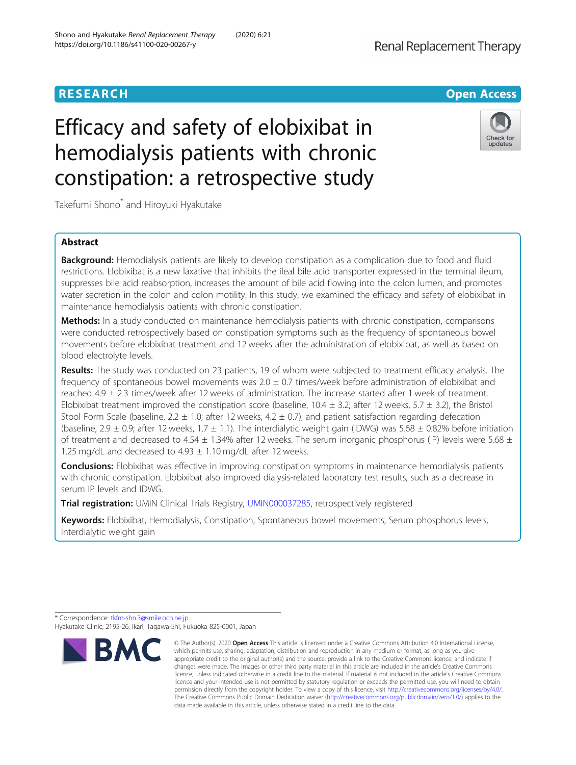RESEARCH

Open Access

# Efficacy and safety of elobixibat in hemodialysis patients with chronic constipation: a retrospective study

Takefumi Shono* and Hiroyuki Hyakutake

## Abstract

**Background:** Hemodialysis patients are likely to develop constipation as a complication due to food and fluid restrictions. Elobixibat is a new laxative that inhibits the ileal bile acid transporter expressed in the terminal ileum, suppresses bile acid reabsorption, increases the amount of bile acid flowing into the colon lumen, and promotes water secretion in the colon and colon motility. In this study, we examined the efficacy and safety of elobixibat in maintenance hemodialysis patients with chronic constipation.

**Methods:** In a study conducted on maintenance hemodialysis patients with chronic constipation, comparisons were conducted retrospectively based on constipation symptoms such as the frequency of spontaneous bowel movements before elobixibat treatment and 12 weeks after the administration of elobixibat, as well as based on blood electrolyte levels.

**Results:** The study was conducted on 23 patients, 19 of whom were subjected to treatment efficacy analysis. The frequency of spontaneous bowel movements was 2.0 ± 0.7 times/week before administration of elobixibat and reached 4.9 ± 2.3 times/week after 12 weeks of administration. The increase started after 1 week of treatment. Elobixibat treatment improved the constipation score (baseline, 10.4 ± 3.2; after 12 weeks, 5.7 ± 3.2), the Bristol Stool Form Scale (baseline, 2.2 ± 1.0; after 12 weeks, 4.2 ± 0.7), and patient satisfaction regarding defecation (baseline, 2.9 ± 0.9; after 12 weeks, 1.7 ± 1.1). The interdialytic weight gain (IDWG) was 5.68 ± 0.82% before initiation of treatment and decreased to 4.54 ± 1.34% after 12 weeks. The serum inorganic phosphorus (IP) levels were 5.68 ± 1.25 mg/dL and decreased to 4.93 ± 1.10 mg/dL after 12 weeks.

**Conclusions:** Elobixibat was effective in improving constipation symptoms in maintenance hemodialysis patients with chronic constipation. Elobixibat also improved dialysis-related laboratory test results, such as a decrease in serum IP levels and IDWG.

**Trial registration:** UMIN Clinical Trials Registry, UMIN000037285, retrospectively registered

**Keywords:** Elobixibat, Hemodialysis, Constipation, Spontaneous bowel movements, Serum phosphorus levels, Interdialytic weight gain

---

* Correspondence: tkfm-shn.3@smile.ocn.ne.jp
Hyakutake Clinic, 2195-26, Ikari, Tagawa-Shi, Fukuoka 825-0001, Japan

© The Author(s). 2020 **Open Access** This article is licensed under a Creative Commons Attribution 4.0 International License, which permits use, sharing, adaptation, distribution and reproduction in any medium or format, as long as you give appropriate credit to the original author(s) and the source, provide a link to the Creative Commons licence, and indicate if changes were made. The images or other third party material in this article are included in the article's Creative Commons licence, unless indicated otherwise in a credit line to the material. If material is not included in the article's Creative Commons licence and your intended use is not permitted by statutory regulation or exceeds the permitted use, you will need to obtain permission directly from the copyright holder. To view a copy of this licence, visit http://creativecommons.org/licenses/by/4.0/. The Creative Commons Public Domain Dedication waiver (http://creativecommons.org/publicdomain/zero/1.0/) applies to the data made available in this article, unless otherwise stated in a credit line to the data.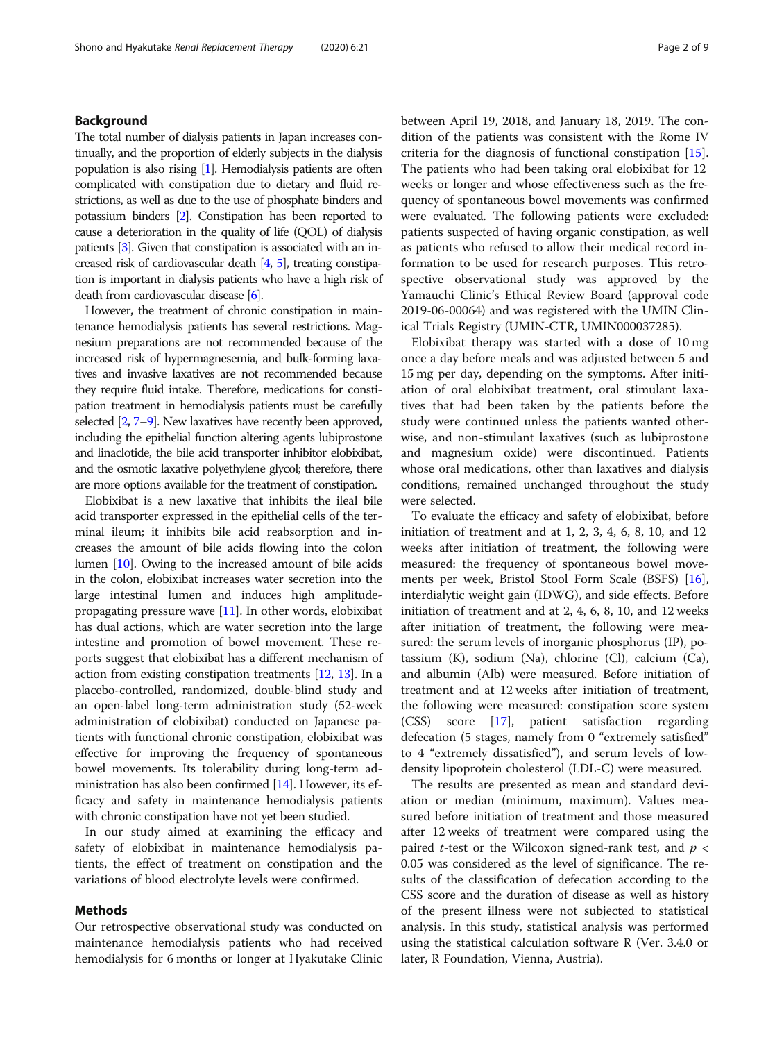## Background

The total number of dialysis patients in Japan increases continually, and the proportion of elderly subjects in the dialysis population is also rising [1]. Hemodialysis patients are often complicated with constipation due to dietary and fluid restrictions, as well as due to the use of phosphate binders and potassium binders [2]. Constipation has been reported to cause a deterioration in the quality of life (QOL) of dialysis patients [3]. Given that constipation is associated with an increased risk of cardiovascular death [4, 5], treating constipation is important in dialysis patients who have a high risk of death from cardiovascular disease [6].

However, the treatment of chronic constipation in maintenance hemodialysis patients has several restrictions. Magnesium preparations are not recommended because of the increased risk of hypermagnesemia, and bulk-forming laxatives and invasive laxatives are not recommended because they require fluid intake. Therefore, medications for constipation treatment in hemodialysis patients must be carefully selected [2, 7–9]. New laxatives have recently been approved, including the epithelial function altering agents lubiprostone and linaclotide, the bile acid transporter inhibitor elobixibat, and the osmotic laxative polyethylene glycol; therefore, there are more options available for the treatment of constipation.

Elobixibat is a new laxative that inhibits the ileal bile acid transporter expressed in the epithelial cells of the terminal ileum; it inhibits bile acid reabsorption and increases the amount of bile acids flowing into the colon lumen [10]. Owing to the increased amount of bile acids in the colon, elobixibat increases water secretion into the large intestinal lumen and induces high amplitude-propagating pressure wave [11]. In other words, elobixibat has dual actions, which are water secretion into the large intestine and promotion of bowel movement. These reports suggest that elobixibat has a different mechanism of action from existing constipation treatments [12, 13]. In a placebo-controlled, randomized, double-blind study and an open-label long-term administration study (52-week administration of elobixibat) conducted on Japanese patients with functional chronic constipation, elobixibat was effective for improving the frequency of spontaneous bowel movements. Its tolerability during long-term administration has also been confirmed [14]. However, its efficacy and safety in maintenance hemodialysis patients with chronic constipation have not yet been studied.

In our study aimed at examining the efficacy and safety of elobixibat in maintenance hemodialysis patients, the effect of treatment on constipation and the variations of blood electrolyte levels were confirmed.

## Methods

Our retrospective observational study was conducted on maintenance hemodialysis patients who had received hemodialysis for 6 months or longer at Hyakutake Clinic between April 19, 2018, and January 18, 2019. The condition of the patients was consistent with the Rome IV criteria for the diagnosis of functional constipation [15]. The patients who had been taking oral elobixibat for 12 weeks or longer and whose effectiveness such as the frequency of spontaneous bowel movements was confirmed were evaluated. The following patients were excluded: patients suspected of having organic constipation, as well as patients who refused to allow their medical record information to be used for research purposes. This retrospective observational study was approved by the Yamauchi Clinic's Ethical Review Board (approval code 2019-06-00064) and was registered with the UMIN Clinical Trials Registry (UMIN-CTR, UMIN000037285).

Elobixibat therapy was started with a dose of 10 mg once a day before meals and was adjusted between 5 and 15 mg per day, depending on the symptoms. After initiation of oral elobixibat treatment, oral stimulant laxatives that had been taken by the patients before the study were continued unless the patients wanted otherwise, and non-stimulant laxatives (such as lubiprostone and magnesium oxide) were discontinued. Patients whose oral medications, other than laxatives and dialysis conditions, remained unchanged throughout the study were selected.

To evaluate the efficacy and safety of elobixibat, before initiation of treatment and at 1, 2, 3, 4, 6, 8, 10, and 12 weeks after initiation of treatment, the following were measured: the frequency of spontaneous bowel movements per week, Bristol Stool Form Scale (BSFS) [16], interdialytic weight gain (IDWG), and side effects. Before initiation of treatment and at 2, 4, 6, 8, 10, and 12 weeks after initiation of treatment, the following were measured: the serum levels of inorganic phosphorus (IP), potassium (K), sodium (Na), chlorine (Cl), calcium (Ca), and albumin (Alb) were measured. Before initiation of treatment and at 12 weeks after initiation of treatment, the following were measured: constipation score system (CSS) score [17], patient satisfaction regarding defecation (5 stages, namely from 0 "extremely satisfied" to 4 "extremely dissatisfied"), and serum levels of low-density lipoprotein cholesterol (LDL-C) were measured.

The results are presented as mean and standard deviation or median (minimum, maximum). Values measured before initiation of treatment and those measured after 12 weeks of treatment were compared using the paired *t*-test or the Wilcoxon signed-rank test, and $p < 0.05$ was considered as the level of significance. The results of the classification of defecation according to the CSS score and the duration of disease as well as history of the present illness were not subjected to statistical analysis. In this study, statistical analysis was performed using the statistical calculation software R (Ver. 3.4.0 or later, R Foundation, Vienna, Austria).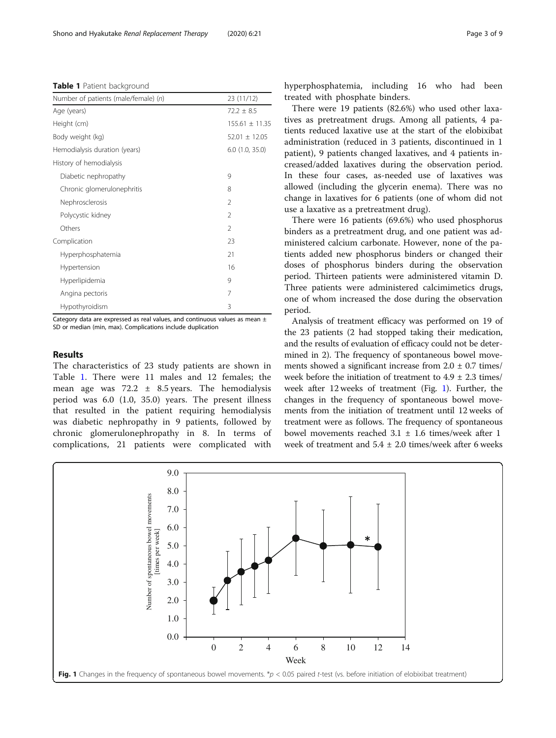**Table 1** Patient background

| Number of patients (male/female) (*n*) | 23 (11/12) |
|---|---|
| Age (years) | 72.2 ± 8.5 |
| Height (cm) | 155.61 ± 11.35 |
| Body weight (kg) | 52.01 ± 12.05 |
| Hemodialysis duration (years) | 6.0 (1.0, 35.0) |
| History of hemodialysis | |
| Diabetic nephropathy | 9 |
| Chronic glomerulonephritis | 8 |
| Nephrosclerosis | 2 |
| Polycystic kidney | 2 |
| Others | 2 |
| Complication | 23 |
| Hyperphosphatemia | 21 |
| Hypertension | 16 |
| Hyperlipidemia | 9 |
| Angina pectoris | 7 |
| Hypothyroidism | 3 |

Category data are expressed as real values, and continuous values as mean ± SD or median (min, max). Complications include duplication

## Results

The characteristics of 23 study patients are shown in Table 1. There were 11 males and 12 females; the mean age was 72.2 ± 8.5 years. The hemodialysis period was 6.0 (1.0, 35.0) years. The present illness that resulted in the patient requiring hemodialysis was diabetic nephropathy in 9 patients, followed by chronic glomerulonephropathy in 8. In terms of complications, 21 patients were complicated with hyperphosphatemia, including 16 who had been treated with phosphate binders.

There were 19 patients (82.6%) who used other laxatives as pretreatment drugs. Among all patients, 4 patients reduced laxative use at the start of the elobixibat administration (reduced in 3 patients, discontinued in 1 patient), 9 patients changed laxatives, and 4 patients increased/added laxatives during the observation period. In these four cases, as-needed use of laxatives was allowed (including the glycerin enema). There was no change in laxatives for 6 patients (one of whom did not use a laxative as a pretreatment drug).

There were 16 patients (69.6%) who used phosphorus binders as a pretreatment drug, and one patient was administered calcium carbonate. However, none of the patients added new phosphorus binders or changed their doses of phosphorus binders during the observation period. Thirteen patients were administered vitamin D. Three patients were administered calcimimetics drugs, one of whom increased the dose during the observation period.

Analysis of treatment efficacy was performed on 19 of the 23 patients (2 had stopped taking their medication, and the results of evaluation of efficacy could not be determined in 2). The frequency of spontaneous bowel movements showed a significant increase from 2.0 ± 0.7 times/week before the initiation of treatment to 4.9 ± 2.3 times/week after 12 weeks of treatment (Fig. 1). Further, the changes in the frequency of spontaneous bowel movements from the initiation of treatment until 12 weeks of treatment were as follows. The frequency of spontaneous bowel movements reached 3.1 ± 1.6 times/week after 1 week of treatment and 5.4 ± 2.0 times/week after 6 weeks

**Fig. 1** Changes in the frequency of spontaneous bowel movements. *$p < 0.05$ paired *t*-test (vs. before initiation of elobixibat treatment)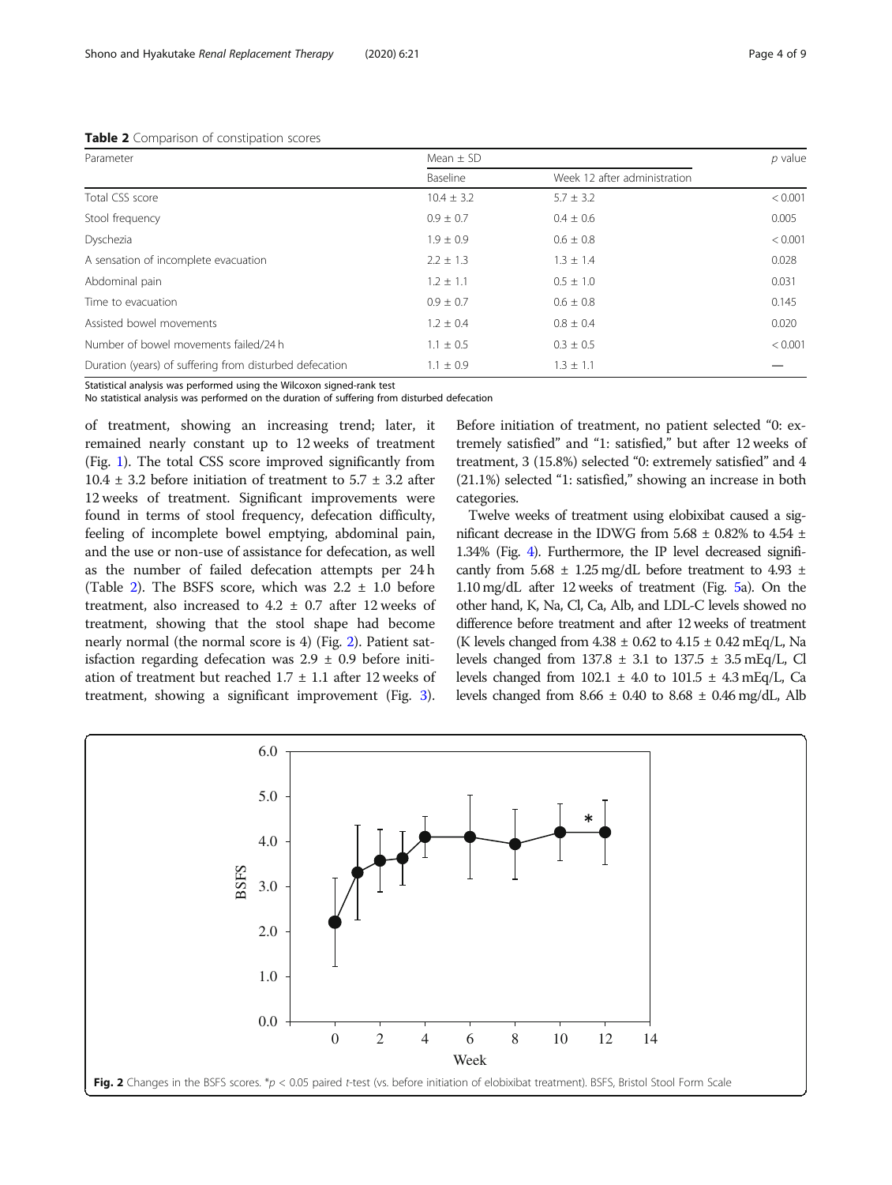**Table 2** Comparison of constipation scores

| Parameter | Mean ± SD | | p value |
|---|---|---|---|
| | Baseline | Week 12 after administration | |
| Total CSS score | 10.4 ± 3.2 | 5.7 ± 3.2 | < 0.001 |
| Stool frequency | 0.9 ± 0.7 | 0.4 ± 0.6 | 0.005 |
| Dyschezia | 1.9 ± 0.9 | 0.6 ± 0.8 | < 0.001 |
| A sensation of incomplete evacuation | 2.2 ± 1.3 | 1.3 ± 1.4 | 0.028 |
| Abdominal pain | 1.2 ± 1.1 | 0.5 ± 1.0 | 0.031 |
| Time to evacuation | 0.9 ± 0.7 | 0.6 ± 0.8 | 0.145 |
| Assisted bowel movements | 1.2 ± 0.4 | 0.8 ± 0.4 | 0.020 |
| Number of bowel movements failed/24 h | 1.1 ± 0.5 | 0.3 ± 0.5 | < 0.001 |
| Duration (years) of suffering from disturbed defecation | 1.1 ± 0.9 | 1.3 ± 1.1 | — |

Statistical analysis was performed using the Wilcoxon signed-rank test
No statistical analysis was performed on the duration of suffering from disturbed defecation

of treatment, showing an increasing trend; later, it remained nearly constant up to 12 weeks of treatment (Fig. 1). The total CSS score improved significantly from 10.4 ± 3.2 before initiation of treatment to 5.7 ± 3.2 after 12 weeks of treatment. Significant improvements were found in terms of stool frequency, defecation difficulty, feeling of incomplete bowel emptying, abdominal pain, and the use or non-use of assistance for defecation, as well as the number of failed defecation attempts per 24 h (Table 2). The BSFS score, which was 2.2 ± 1.0 before treatment, also increased to 4.2 ± 0.7 after 12 weeks of treatment, showing that the stool shape had become nearly normal (the normal score is 4) (Fig. 2). Patient satisfaction regarding defecation was 2.9 ± 0.9 before initiation of treatment but reached 1.7 ± 1.1 after 12 weeks of treatment, showing a significant improvement (Fig. 3). Before initiation of treatment, no patient selected "0: extremely satisfied" and "1: satisfied," but after 12 weeks of treatment, 3 (15.8%) selected "0: extremely satisfied" and 4 (21.1%) selected "1: satisfied," showing an increase in both categories.

Twelve weeks of treatment using elobixibat caused a significant decrease in the IDWG from 5.68 ± 0.82% to 4.54 ± 1.34% (Fig. 4). Furthermore, the IP level decreased significantly from 5.68 ± 1.25 mg/dL before treatment to 4.93 ± 1.10 mg/dL after 12 weeks of treatment (Fig. 5a). On the other hand, K, Na, Cl, Ca, Alb, and LDL-C levels showed no difference before treatment and after 12 weeks of treatment (K levels changed from 4.38 ± 0.62 to 4.15 ± 0.42 mEq/L, Na levels changed from 137.8 ± 3.1 to 137.5 ± 3.5 mEq/L, Cl levels changed from 102.1 ± 4.0 to 101.5 ± 4.3 mEq/L, Ca levels changed from 8.66 ± 0.40 to 8.68 ± 0.46 mg/dL, Alb

**Fig. 2** Changes in the BSFS scores. *$p < 0.05$ paired *t*-test (vs. before initiation of elobixibat treatment). BSFS, Bristol Stool Form Scale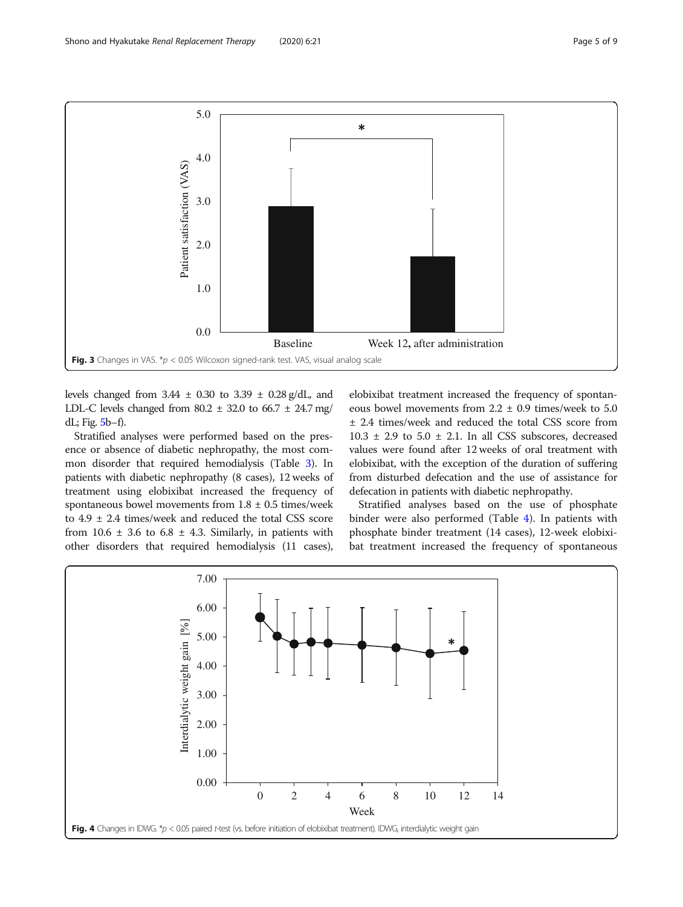Fig. 3 Changes in VAS. *$p < 0.05$ Wilcoxon signed-rank test. VAS, visual analog scale

levels changed from 3.44 ± 0.30 to 3.39 ± 0.28 g/dL, and LDL-C levels changed from 80.2 ± 32.0 to 66.7 ± 24.7 mg/dL; Fig. 5b–f).

Stratified analyses were performed based on the presence or absence of diabetic nephropathy, the most common disorder that required hemodialysis (Table 3). In patients with diabetic nephropathy (8 cases), 12 weeks of treatment using elobixibat increased the frequency of spontaneous bowel movements from 1.8 ± 0.5 times/week to 4.9 ± 2.4 times/week and reduced the total CSS score from 10.6 ± 3.6 to 6.8 ± 4.3. Similarly, in patients with other disorders that required hemodialysis (11 cases), elobixibat treatment increased the frequency of spontaneous bowel movements from 2.2 ± 0.9 times/week to 5.0 ± 2.4 times/week and reduced the total CSS score from 10.3 ± 2.9 to 5.0 ± 2.1. In all CSS subscores, decreased values were found after 12 weeks of oral treatment with elobixibat, with the exception of the duration of suffering from disturbed defecation and the use of assistance for defecation in patients with diabetic nephropathy.

Stratified analyses based on the use of phosphate binder were also performed (Table 4). In patients with phosphate binder treatment (14 cases), 12-week elobixibat treatment increased the frequency of spontaneous

Fig. 4 Changes in IDWG. *$p < 0.05$ paired *t*-test (vs. before initiation of elobixibat treatment). IDWG, interdialytic weight gain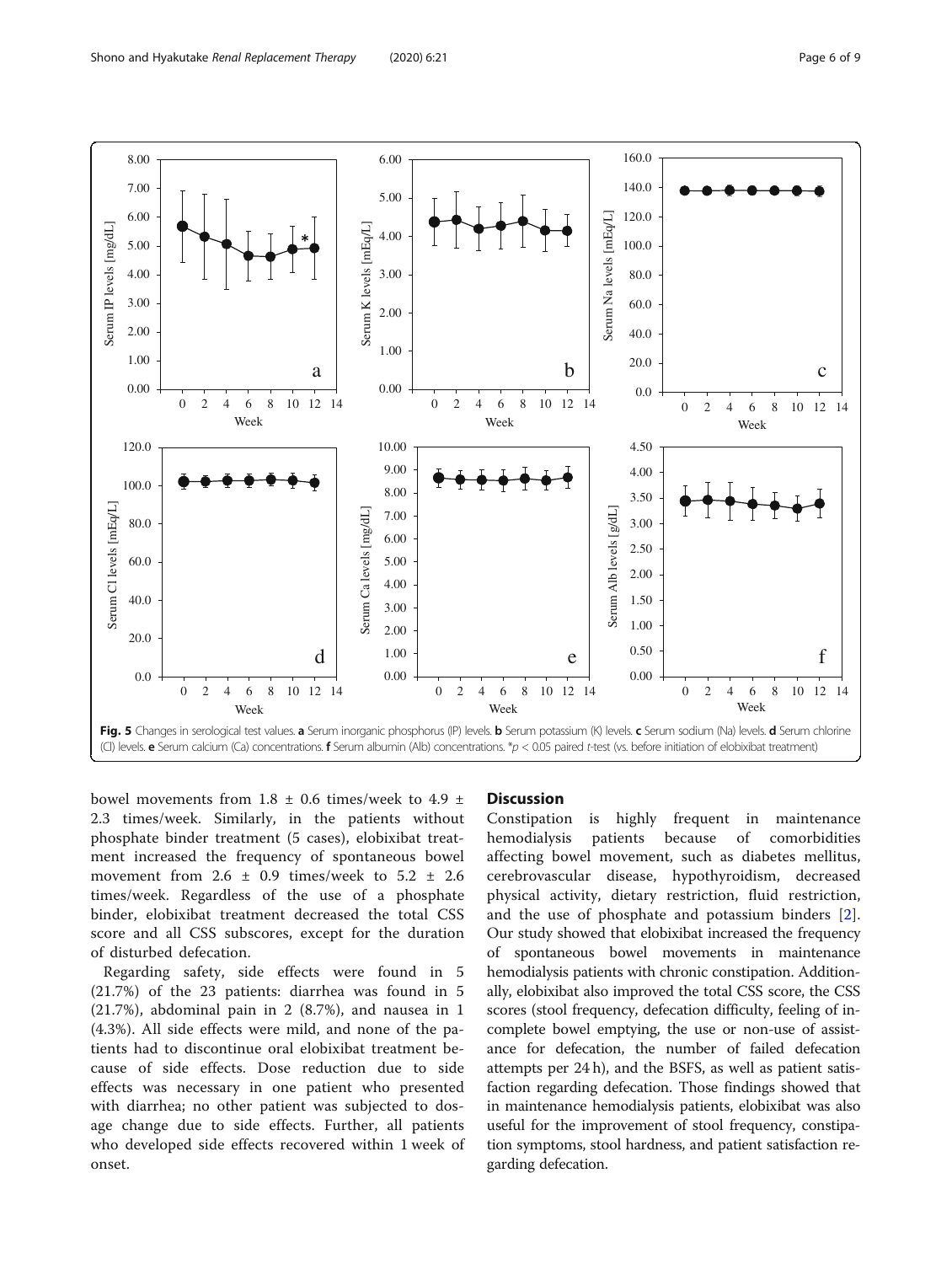Fig. 5 Changes in serological test values. **a** Serum inorganic phosphorus (IP) levels. **b** Serum potassium (K) levels. **c** Serum sodium (Na) levels. **d** Serum chlorine (Cl) levels. **e** Serum calcium (Ca) concentrations. **f** Serum albumin (Alb) concentrations. \*$p < 0.05$ paired $t$-test (vs. before initiation of elobixibat treatment)

bowel movements from 1.8 ± 0.6 times/week to 4.9 ± 2.3 times/week. Similarly, in the patients without phosphate binder treatment (5 cases), elobixibat treatment increased the frequency of spontaneous bowel movement from 2.6 ± 0.9 times/week to 5.2 ± 2.6 times/week. Regardless of the use of a phosphate binder, elobixibat treatment decreased the total CSS score and all CSS subscores, except for the duration of disturbed defecation.

Regarding safety, side effects were found in 5 (21.7%) of the 23 patients: diarrhea was found in 5 (21.7%), abdominal pain in 2 (8.7%), and nausea in 1 (4.3%). All side effects were mild, and none of the patients had to discontinue oral elobixibat treatment because of side effects. Dose reduction due to side effects was necessary in one patient who presented with diarrhea; no other patient was subjected to dosage change due to side effects. Further, all patients who developed side effects recovered within 1 week of onset.

## Discussion

Constipation is highly frequent in maintenance hemodialysis patients because of comorbidities affecting bowel movement, such as diabetes mellitus, cerebrovascular disease, hypothyroidism, decreased physical activity, dietary restriction, fluid restriction, and the use of phosphate and potassium binders [2]. Our study showed that elobixibat increased the frequency of spontaneous bowel movements in maintenance hemodialysis patients with chronic constipation. Additionally, elobixibat also improved the total CSS score, the CSS scores (stool frequency, defecation difficulty, feeling of incomplete bowel emptying, the use or non-use of assistance for defecation, the number of failed defecation attempts per 24 h), and the BSFS, as well as patient satisfaction regarding defecation. Those findings showed that in maintenance hemodialysis patients, elobixibat was also useful for the improvement of stool frequency, constipation symptoms, stool hardness, and patient satisfaction regarding defecation.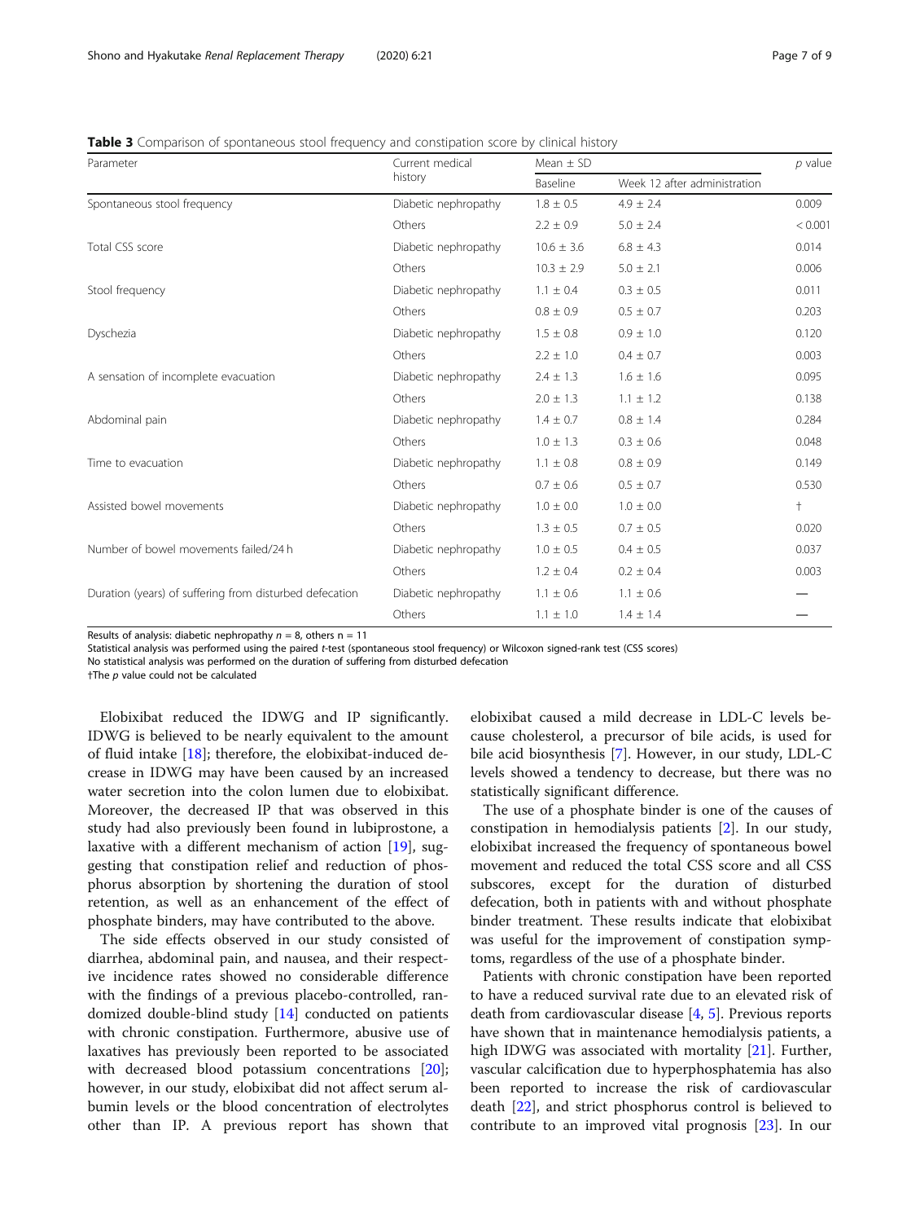**Table 3** Comparison of spontaneous stool frequency and constipation score by clinical history

| Parameter | Current medical history | Mean ± SD | | *p* value |
|---|---|---|---|---|
| | | Baseline | Week 12 after administration | |
| Spontaneous stool frequency | Diabetic nephropathy | 1.8 ± 0.5 | 4.9 ± 2.4 | 0.009 |
| | Others | 2.2 ± 0.9 | 5.0 ± 2.4 | < 0.001 |
| Total CSS score | Diabetic nephropathy | 10.6 ± 3.6 | 6.8 ± 4.3 | 0.014 |
| | Others | 10.3 ± 2.9 | 5.0 ± 2.1 | 0.006 |
| Stool frequency | Diabetic nephropathy | 1.1 ± 0.4 | 0.3 ± 0.5 | 0.011 |
| | Others | 0.8 ± 0.9 | 0.5 ± 0.7 | 0.203 |
| Dyschezia | Diabetic nephropathy | 1.5 ± 0.8 | 0.9 ± 1.0 | 0.120 |
| | Others | 2.2 ± 1.0 | 0.4 ± 0.7 | 0.003 |
| A sensation of incomplete evacuation | Diabetic nephropathy | 2.4 ± 1.3 | 1.6 ± 1.6 | 0.095 |
| | Others | 2.0 ± 1.3 | 1.1 ± 1.2 | 0.138 |
| Abdominal pain | Diabetic nephropathy | 1.4 ± 0.7 | 0.8 ± 1.4 | 0.284 |
| | Others | 1.0 ± 1.3 | 0.3 ± 0.6 | 0.048 |
| Time to evacuation | Diabetic nephropathy | 1.1 ± 0.8 | 0.8 ± 0.9 | 0.149 |
| | Others | 0.7 ± 0.6 | 0.5 ± 0.7 | 0.530 |
| Assisted bowel movements | Diabetic nephropathy | 1.0 ± 0.0 | 1.0 ± 0.0 | † |
| | Others | 1.3 ± 0.5 | 0.7 ± 0.5 | 0.020 |
| Number of bowel movements failed/24 h | Diabetic nephropathy | 1.0 ± 0.5 | 0.4 ± 0.5 | 0.037 |
| | Others | 1.2 ± 0.4 | 0.2 ± 0.4 | 0.003 |
| Duration (years) of suffering from disturbed defecation | Diabetic nephropathy | 1.1 ± 0.6 | 1.1 ± 0.6 | — |
| | Others | 1.1 ± 1.0 | 1.4 ± 1.4 | — |

Results of analysis: diabetic nephropathy $n = 8$, others $n = 11$

Statistical analysis was performed using the paired *t*-test (spontaneous stool frequency) or Wilcoxon signed-rank test (CSS scores)

No statistical analysis was performed on the duration of suffering from disturbed defecation

†The *p* value could not be calculated

Elobixibat reduced the IDWG and IP significantly. IDWG is believed to be nearly equivalent to the amount of fluid intake [18]; therefore, the elobixibat-induced decrease in IDWG may have been caused by an increased water secretion into the colon lumen due to elobixibat. Moreover, the decreased IP that was observed in this study had also previously been found in lubiprostone, a laxative with a different mechanism of action [19], suggesting that constipation relief and reduction of phosphorus absorption by shortening the duration of stool retention, as well as an enhancement of the effect of phosphate binders, may have contributed to the above.

The side effects observed in our study consisted of diarrhea, abdominal pain, and nausea, and their respective incidence rates showed no considerable difference with the findings of a previous placebo-controlled, randomized double-blind study [14] conducted on patients with chronic constipation. Furthermore, abusive use of laxatives has previously been reported to be associated with decreased blood potassium concentrations [20]; however, in our study, elobixibat did not affect serum albumin levels or the blood concentration of electrolytes other than IP. A previous report has shown that elobixibat caused a mild decrease in LDL-C levels because cholesterol, a precursor of bile acids, is used for bile acid biosynthesis [7]. However, in our study, LDL-C levels showed a tendency to decrease, but there was no statistically significant difference.

The use of a phosphate binder is one of the causes of constipation in hemodialysis patients [2]. In our study, elobixibat increased the frequency of spontaneous bowel movement and reduced the total CSS score and all CSS subscores, except for the duration of disturbed defecation, both in patients with and without phosphate binder treatment. These results indicate that elobixibat was useful for the improvement of constipation symptoms, regardless of the use of a phosphate binder.

Patients with chronic constipation have been reported to have a reduced survival rate due to an elevated risk of death from cardiovascular disease [4, 5]. Previous reports have shown that in maintenance hemodialysis patients, a high IDWG was associated with mortality [21]. Further, vascular calcification due to hyperphosphatemia has also been reported to increase the risk of cardiovascular death [22], and strict phosphorus control is believed to contribute to an improved vital prognosis [23]. In our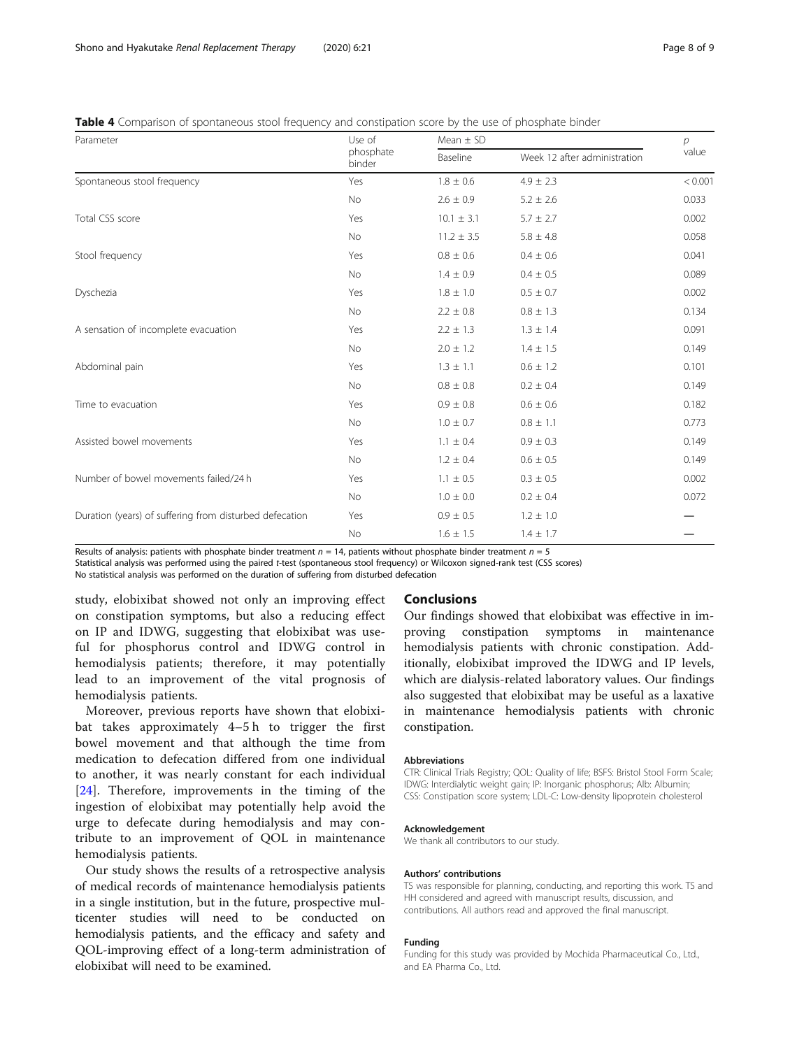**Table 4** Comparison of spontaneous stool frequency and constipation score by the use of phosphate binder

| Parameter | Use of phosphate binder | Mean ± SD | | $p$ value |
|---|---|---|---|---|
| | | Baseline | Week 12 after administration | |
| Spontaneous stool frequency | Yes | 1.8 ± 0.6 | 4.9 ± 2.3 | < 0.001 |
| | No | 2.6 ± 0.9 | 5.2 ± 2.6 | 0.033 |
| Total CSS score | Yes | 10.1 ± 3.1 | 5.7 ± 2.7 | 0.002 |
| | No | 11.2 ± 3.5 | 5.8 ± 4.8 | 0.058 |
| Stool frequency | Yes | 0.8 ± 0.6 | 0.4 ± 0.6 | 0.041 |
| | No | 1.4 ± 0.9 | 0.4 ± 0.5 | 0.089 |
| Dyschezia | Yes | 1.8 ± 1.0 | 0.5 ± 0.7 | 0.002 |
| | No | 2.2 ± 0.8 | 0.8 ± 1.3 | 0.134 |
| A sensation of incomplete evacuation | Yes | 2.2 ± 1.3 | 1.3 ± 1.4 | 0.091 |
| | No | 2.0 ± 1.2 | 1.4 ± 1.5 | 0.149 |
| Abdominal pain | Yes | 1.3 ± 1.1 | 0.6 ± 1.2 | 0.101 |
| | No | 0.8 ± 0.8 | 0.2 ± 0.4 | 0.149 |
| Time to evacuation | Yes | 0.9 ± 0.8 | 0.6 ± 0.6 | 0.182 |
| | No | 1.0 ± 0.7 | 0.8 ± 1.1 | 0.773 |
| Assisted bowel movements | Yes | 1.1 ± 0.4 | 0.9 ± 0.3 | 0.149 |
| | No | 1.2 ± 0.4 | 0.6 ± 0.5 | 0.149 |
| Number of bowel movements failed/24 h | Yes | 1.1 ± 0.5 | 0.3 ± 0.5 | 0.002 |
| | No | 1.0 ± 0.0 | 0.2 ± 0.4 | 0.072 |
| Duration (years) of suffering from disturbed defecation | Yes | 0.9 ± 0.5 | 1.2 ± 1.0 | — |
| | No | 1.6 ± 1.5 | 1.4 ± 1.7 | — |

Results of analysis: patients with phosphate binder treatment $n = 14$, patients without phosphate binder treatment $n = 5$
Statistical analysis was performed using the paired *t*-test (spontaneous stool frequency) or Wilcoxon signed-rank test (CSS scores)
No statistical analysis was performed on the duration of suffering from disturbed defecation

study, elobixibat showed not only an improving effect on constipation symptoms, but also a reducing effect on IP and IDWG, suggesting that elobixibat was useful for phosphorus control and IDWG control in hemodialysis patients; therefore, it may potentially lead to an improvement of the vital prognosis of hemodialysis patients.

Moreover, previous reports have shown that elobixibat takes approximately 4–5 h to trigger the first bowel movement and that although the time from medication to defecation differed from one individual to another, it was nearly constant for each individual [24]. Therefore, improvements in the timing of the ingestion of elobixibat may potentially help avoid the urge to defecate during hemodialysis and may contribute to an improvement of QOL in maintenance hemodialysis patients.

Our study shows the results of a retrospective analysis of medical records of maintenance hemodialysis patients in a single institution, but in the future, prospective multicenter studies will need to be conducted on hemodialysis patients, and the efficacy and safety and QOL-improving effect of a long-term administration of elobixibat will need to be examined.

## Conclusions

Our findings showed that elobixibat was effective in improving constipation symptoms in maintenance hemodialysis patients with chronic constipation. Additionally, elobixibat improved the IDWG and IP levels, which are dialysis-related laboratory values. Our findings also suggested that elobixibat may be useful as a laxative in maintenance hemodialysis patients with chronic constipation.

#### Abbreviations

CTR: Clinical Trials Registry; QOL: Quality of life; BSFS: Bristol Stool Form Scale; IDWG: Interdialytic weight gain; IP: Inorganic phosphorus; Alb: Albumin; CSS: Constipation score system; LDL-C: Low-density lipoprotein cholesterol

#### Acknowledgement

We thank all contributors to our study.

#### Authors' contributions

TS was responsible for planning, conducting, and reporting this work. TS and HH considered and agreed with manuscript results, discussion, and contributions. All authors read and approved the final manuscript.

#### Funding

Funding for this study was provided by Mochida Pharmaceutical Co., Ltd., and EA Pharma Co., Ltd.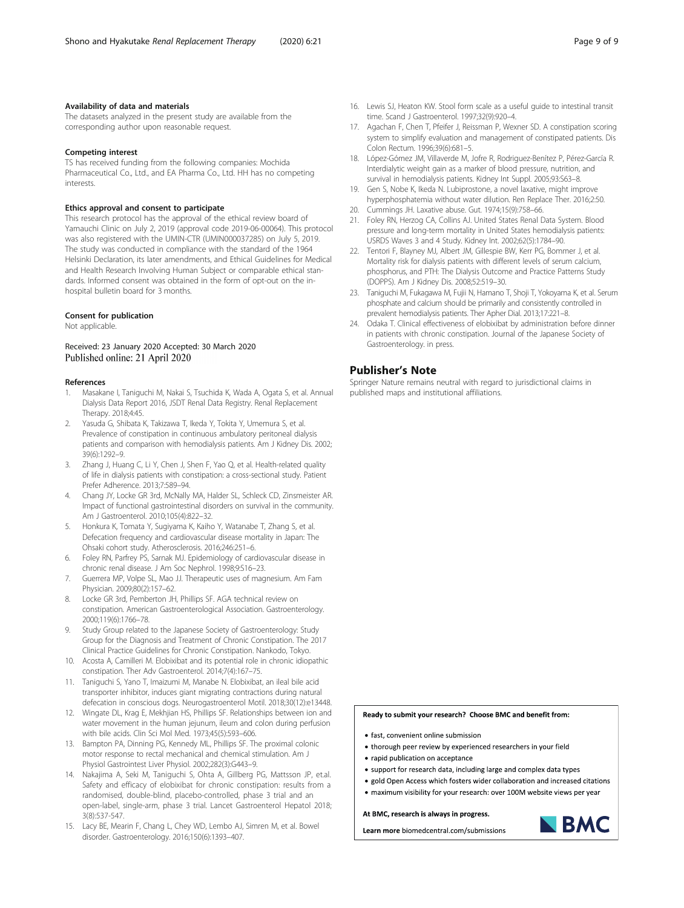#### Availability of data and materials

The datasets analyzed in the present study are available from the corresponding author upon reasonable request.

#### Competing interest

TS has received funding from the following companies: Mochida Pharmaceutical Co., Ltd., and EA Pharma Co., Ltd. HH has no competing interests.

#### Ethics approval and consent to participate

This research protocol has the approval of the ethical review board of Yamauchi Clinic on July 2, 2019 (approval code 2019-06-00064). This protocol was also registered with the UMIN-CTR (UMIN000037285) on July 5, 2019. The study was conducted in compliance with the standard of the 1964 Helsinki Declaration, its later amendments, and Ethical Guidelines for Medical and Health Research Involving Human Subject or comparable ethical standards. Informed consent was obtained in the form of opt-out on the in-hospital bulletin board for 3 months.

#### Consent for publication

Not applicable.

Received: 23 January 2020 Accepted: 30 March 2020
Published online: 21 April 2020

#### References

1. Masakane I, Taniguchi M, Nakai S, Tsuchida K, Wada A, Ogata S, et al. Annual Dialysis Data Report 2016, JSDT Renal Data Registry. Renal Replacement Therapy. 2018;4:45.
2. Yasuda G, Shibata K, Takizawa T, Ikeda Y, Tokita Y, Umemura S, et al. Prevalence of constipation in continuous ambulatory peritoneal dialysis patients and comparison with hemodialysis patients. Am J Kidney Dis. 2002; 39(6):1292–9.
3. Zhang J, Huang C, Li Y, Chen J, Shen F, Yao Q, et al. Health-related quality of life in dialysis patients with constipation: a cross-sectional study. Patient Prefer Adherence. 2013;7:589–94.
4. Chang JY, Locke GR 3rd, McNally MA, Halder SL, Schleck CD, Zinsmeister AR. Impact of functional gastrointestinal disorders on survival in the community. Am J Gastroenterol. 2010;105(4):822–32.
5. Honkura K, Tomata Y, Sugiyama K, Kaiho Y, Watanabe T, Zhang S, et al. Defecation frequency and cardiovascular disease mortality in Japan: The Ohsaki cohort study. Atherosclerosis. 2016;246:251–6.
6. Foley RN, Parfrey PS, Sarnak MJ. Epidemiology of cardiovascular disease in chronic renal disease. J Am Soc Nephrol. 1998;9:S16–23.
7. Guerrera MP, Volpe SL, Mao JJ. Therapeutic uses of magnesium. Am Fam Physician. 2009;80(2):157–62.
8. Locke GR 3rd, Pemberton JH, Phillips SF. AGA technical review on constipation. American Gastroenterological Association. Gastroenterology. 2000;119(6):1766–78.
9. Study Group related to the Japanese Society of Gastroenterology: Study Group for the Diagnosis and Treatment of Chronic Constipation. The 2017 Clinical Practice Guidelines for Chronic Constipation. Nankodo, Tokyo.
10. Acosta A, Camilleri M. Elobixibat and its potential role in chronic idiopathic constipation. Ther Adv Gastroenterol. 2014;7(4):167–75.
11. Taniguchi S, Yano T, Imaizumi M, Manabe N. Elobixibat, an ileal bile acid transporter inhibitor, induces giant migrating contractions during natural defecation in conscious dogs. Neurogastroenterol Motil. 2018;30(12):e13448.
12. Wingate DL, Krag E, Mekhjian HS, Phillips SF. Relationships between ion and water movement in the human jejunum, ileum and colon during perfusion with bile acids. Clin Sci Mol Med. 1973;45(5):593–606.
13. Bampton PA, Dinning PG, Kennedy ML, Phillips SF. The proximal colonic motor response to rectal mechanical and chemical stimulation. Am J Physiol Gastrointest Liver Physiol. 2002;282(3):G443–9.
14. Nakajima A, Seki M, Taniguchi S, Ohta A, Gillberg PG, Mattsson JP, et.al. Safety and efficacy of elobixibat for chronic constipation: results from a randomised, double-blind, placebo-controlled, phase 3 trial and an open-label, single-arm, phase 3 trial. Lancet Gastroenterol Hepatol 2018; 3(8):537-547.
15. Lacy BE, Mearin F, Chang L, Chey WD, Lembo AJ, Simren M, et al. Bowel disorder. Gastroenterology. 2016;150(6):1393–407.
16. Lewis SJ, Heaton KW. Stool form scale as a useful guide to intestinal transit time. Scand J Gastroenterol. 1997;32(9):920–4.
17. Agachan F, Chen T, Pfeifer J, Reissman P, Wexner SD. A constipation scoring system to simplify evaluation and management of constipated patients. Dis Colon Rectum. 1996;39(6):681–5.
18. López-Gómez JM, Villaverde M, Jofre R, Rodriguez-Benítez P, Pérez-García R. Interdialytic weight gain as a marker of blood pressure, nutrition, and survival in hemodialysis patients. Kidney Int Suppl. 2005;93:S63–8.
19. Gen S, Nobe K, Ikeda N. Lubiprostone, a novel laxative, might improve hyperphosphatemia without water dilution. Ren Replace Ther. 2016;2:50.
20. Cummings JH. Laxative abuse. Gut. 1974;15(9):758–66.
21. Foley RN, Herzog CA, Collins AJ. United States Renal Data System. Blood pressure and long-term mortality in United States hemodialysis patients: USRDS Waves 3 and 4 Study. Kidney Int. 2002;62(5):1784–90.
22. Tentori F, Blayney MJ, Albert JM, Gillespie BW, Kerr PG, Bommer J, et al. Mortality risk for dialysis patients with different levels of serum calcium, phosphorus, and PTH: The Dialysis Outcome and Practice Patterns Study (DOPPS). Am J Kidney Dis. 2008;52:519–30.
23. Taniguchi M, Fukagawa M, Fujii N, Hamano T, Shoji T, Yokoyama K, et al. Serum phosphate and calcium should be primarily and consistently controlled in prevalent hemodialysis patients. Ther Apher Dial. 2013;17:221–8.
24. Odaka T. Clinical effectiveness of elobixibat by administration before dinner in patients with chronic constipation. Journal of the Japanese Society of Gastroenterology. in press.

## Publisher's Note

Springer Nature remains neutral with regard to jurisdictional claims in published maps and institutional affiliations.

**Ready to submit your research? Choose BMC and benefit from:**

- fast, convenient online submission
- thorough peer review by experienced researchers in your field
- rapid publication on acceptance
- support for research data, including large and complex data types
- gold Open Access which fosters wider collaboration and increased citations
- maximum visibility for your research: over 100M website views per year

**At BMC, research is always in progress.**

**Learn more** biomedcentral.com/submissions

BMC